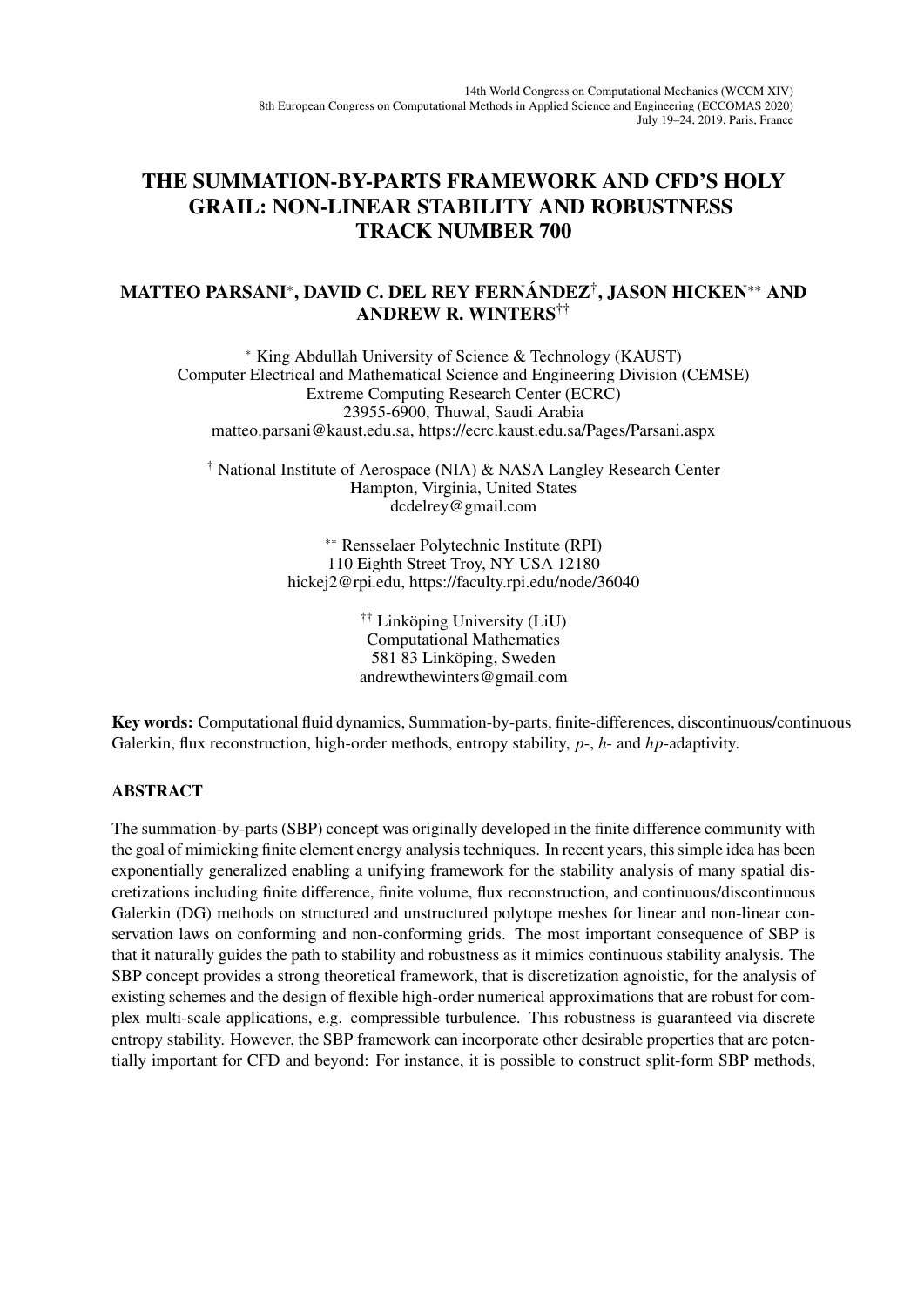# THE SUMMATION-BY-PARTS FRAMEWORK AND CFD'S HOLY GRAIL: NON-LINEAR STABILITY AND ROBUSTNESS TRACK NUMBER 700

**MATTEO PARSANI[*], DAVID C. DEL REY FERNÁNDEZ[†], JASON HICKEN[**] AND ANDREW R. WINTERS[††]**

[*] King Abdullah University of Science & Technology (KAUST)
Computer Electrical and Mathematical Science and Engineering Division (CEMSE)
Extreme Computing Research Center (ECRC)
23955-6900, Thuwal, Saudi Arabia
matteo.parsani@kaust.edu.sa, https://ecrc.kaust.edu.sa/Pages/Parsani.aspx

[†] National Institute of Aerospace (NIA) & NASA Langley Research Center
Hampton, Virginia, United States
dcdelrey@gmail.com

[**] Rensselaer Polytechnic Institute (RPI)
110 Eighth Street Troy, NY USA 12180
hickej2@rpi.edu, https://faculty.rpi.edu/node/36040

[††] Linköping University (LiU)
Computational Mathematics
581 83 Linköping, Sweden
andrewthewinters@gmail.com

**Key words:** Computational fluid dynamics, Summation-by-parts, finite-differences, discontinuous/continuous Galerkin, flux reconstruction, high-order methods, entropy stability, *p*-, *h*- and *hp*-adaptivity.

## ABSTRACT

The summation-by-parts (SBP) concept was originally developed in the finite difference community with the goal of mimicking finite element energy analysis techniques. In recent years, this simple idea has been exponentially generalized enabling a unifying framework for the stability analysis of many spatial discretizations including finite difference, finite volume, flux reconstruction, and continuous/discontinuous Galerkin (DG) methods on structured and unstructured polytope meshes for linear and non-linear conservation laws on conforming and non-conforming grids. The most important consequence of SBP is that it naturally guides the path to stability and robustness as it mimics continuous stability analysis. The SBP concept provides a strong theoretical framework, that is discretization agnostic, for the analysis of existing schemes and the design of flexible high-order numerical approximations that are robust for complex multi-scale applications, e.g. compressible turbulence. This robustness is guaranteed via discrete entropy stability. However, the SBP framework can incorporate other desirable properties that are potentially important for CFD and beyond: For instance, it is possible to construct split-form SBP methods,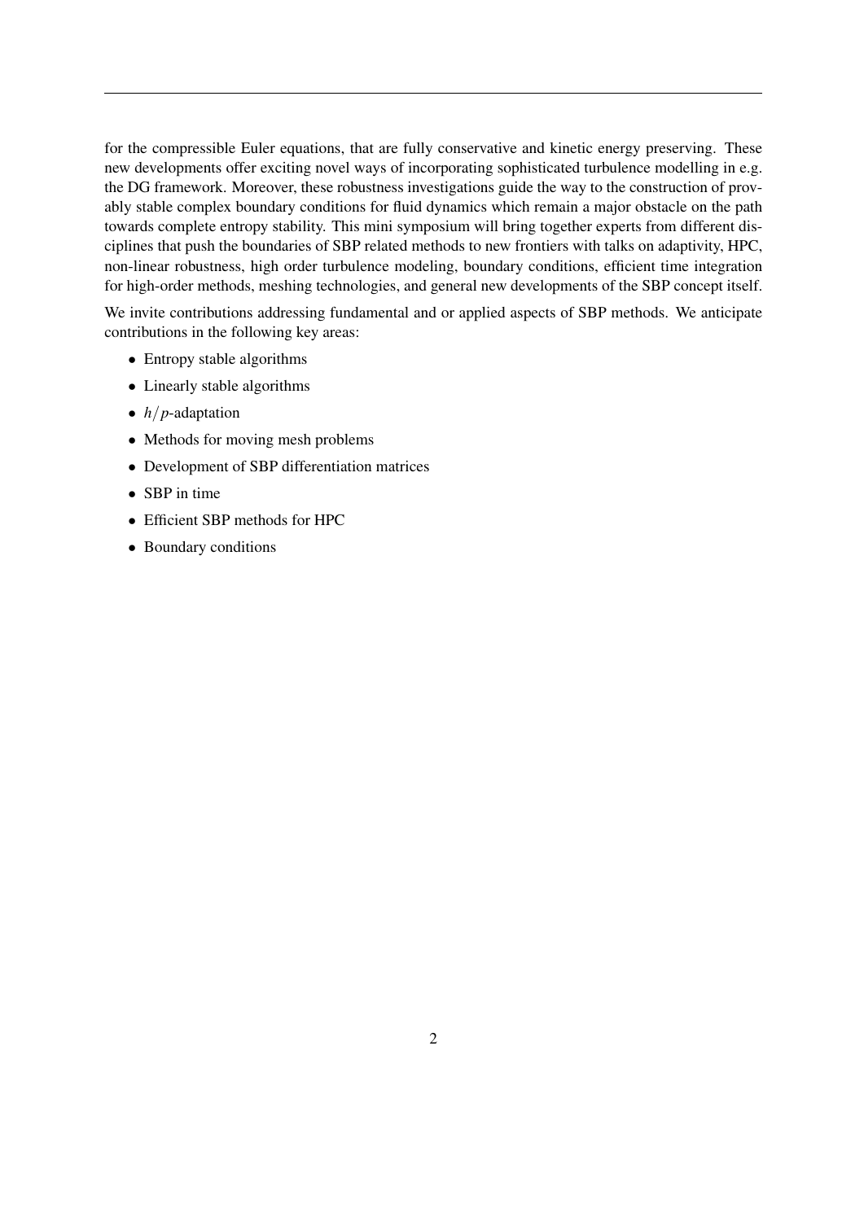for the compressible Euler equations, that are fully conservative and kinetic energy preserving. These new developments offer exciting novel ways of incorporating sophisticated turbulence modelling in e.g. the DG framework. Moreover, these robustness investigations guide the way to the construction of provably stable complex boundary conditions for fluid dynamics which remain a major obstacle on the path towards complete entropy stability. This mini symposium will bring together experts from different disciplines that push the boundaries of SBP related methods to new frontiers with talks on adaptivity, HPC, non-linear robustness, high order turbulence modeling, boundary conditions, efficient time integration for high-order methods, meshing technologies, and general new developments of the SBP concept itself.

We invite contributions addressing fundamental and or applied aspects of SBP methods. We anticipate contributions in the following key areas:

- Entropy stable algorithms
- Linearly stable algorithms
- $h/p$-adaptation
- Methods for moving mesh problems
- Development of SBP differentiation matrices
- SBP in time
- Efficient SBP methods for HPC
- Boundary conditions